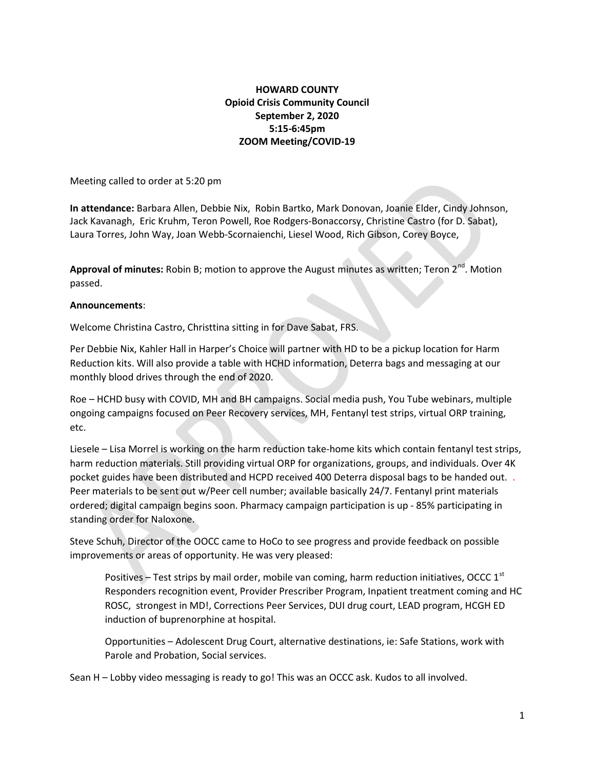**HOWARD COUNTY**
**Opioid Crisis Community Council**
**September 2, 2020**
**5:15-6:45pm**
**ZOOM Meeting/COVID-19**

Meeting called to order at 5:20 pm

**In attendance:** Barbara Allen, Debbie Nix, Robin Bartko, Mark Donovan, Joanie Elder, Cindy Johnson, Jack Kavanagh, Eric Kruhm, Teron Powell, Roe Rodgers-Bonaccorsy, Christine Castro (for D. Sabat), Laura Torres, John Way, Joan Webb-Scornaienchi, Liesel Wood, Rich Gibson, Corey Boyce,

**Approval of minutes:** Robin B; motion to approve the August minutes as written; Teron 2nd. Motion passed.

**Announcements**:

Welcome Christina Castro, Christtina sitting in for Dave Sabat, FRS.

Per Debbie Nix, Kahler Hall in Harper's Choice will partner with HD to be a pickup location for Harm Reduction kits. Will also provide a table with HCHD information, Deterra bags and messaging at our monthly blood drives through the end of 2020.

Roe – HCHD busy with COVID, MH and BH campaigns. Social media push, You Tube webinars, multiple ongoing campaigns focused on Peer Recovery services, MH, Fentanyl test strips, virtual ORP training, etc.

Liesele – Lisa Morrel is working on the harm reduction take-home kits which contain fentanyl test strips, harm reduction materials. Still providing virtual ORP for organizations, groups, and individuals. Over 4K pocket guides have been distributed and HCPD received 400 Deterra disposal bags to be handed out. . Peer materials to be sent out w/Peer cell number; available basically 24/7. Fentanyl print materials ordered; digital campaign begins soon. Pharmacy campaign participation is up - 85% participating in standing order for Naloxone.

Steve Schuh, Director of the OOCC came to HoCo to see progress and provide feedback on possible improvements or areas of opportunity. He was very pleased:

> Positives – Test strips by mail order, mobile van coming, harm reduction initiatives, OCCC 1st Responders recognition event, Provider Prescriber Program, Inpatient treatment coming and HC ROSC, strongest in MD!, Corrections Peer Services, DUI drug court, LEAD program, HCGH ED induction of buprenorphine at hospital.
>
> Opportunities – Adolescent Drug Court, alternative destinations, ie: Safe Stations, work with Parole and Probation, Social services.

Sean H – Lobby video messaging is ready to go! This was an OCCC ask. Kudos to all involved.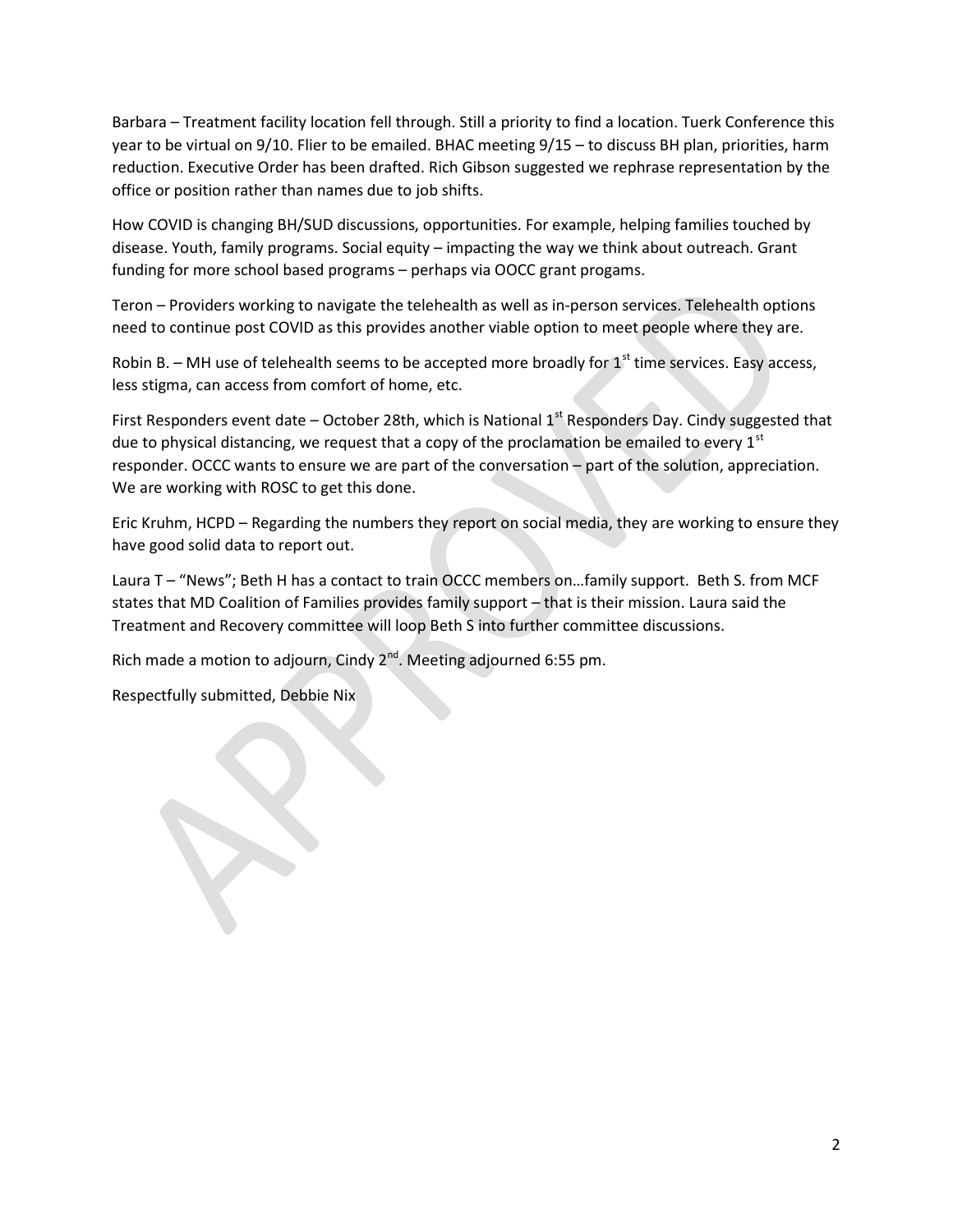Barbara – Treatment facility location fell through. Still a priority to find a location. Tuerk Conference this year to be virtual on 9/10. Flier to be emailed. BHAC meeting 9/15 – to discuss BH plan, priorities, harm reduction. Executive Order has been drafted. Rich Gibson suggested we rephrase representation by the office or position rather than names due to job shifts.

How COVID is changing BH/SUD discussions, opportunities. For example, helping families touched by disease. Youth, family programs. Social equity – impacting the way we think about outreach. Grant funding for more school based programs – perhaps via OOCC grant progams.

Teron – Providers working to navigate the telehealth as well as in-person services. Telehealth options need to continue post COVID as this provides another viable option to meet people where they are.

Robin B. – MH use of telehealth seems to be accepted more broadly for 1st time services. Easy access, less stigma, can access from comfort of home, etc.

First Responders event date – October 28th, which is National 1st Responders Day. Cindy suggested that due to physical distancing, we request that a copy of the proclamation be emailed to every 1st responder. OCCC wants to ensure we are part of the conversation – part of the solution, appreciation. We are working with ROSC to get this done.

Eric Kruhm, HCPD – Regarding the numbers they report on social media, they are working to ensure they have good solid data to report out.

Laura T – "News"; Beth H has a contact to train OCCC members on…family support. Beth S. from MCF states that MD Coalition of Families provides family support – that is their mission. Laura said the Treatment and Recovery committee will loop Beth S into further committee discussions.

Rich made a motion to adjourn, Cindy 2nd. Meeting adjourned 6:55 pm.

Respectfully submitted, Debbie Nix